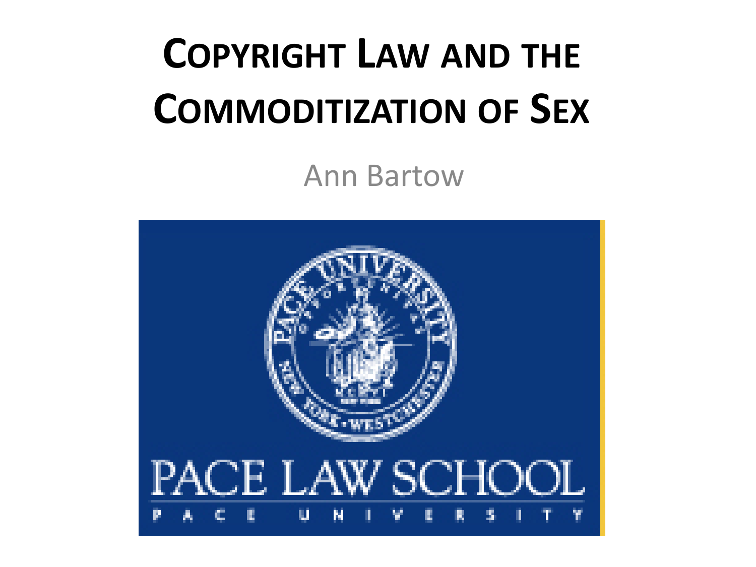# Copyright Law and the Commoditization of Sex

Ann Bartow

PACE LAW SCHOOL

PACE UNIVERSITY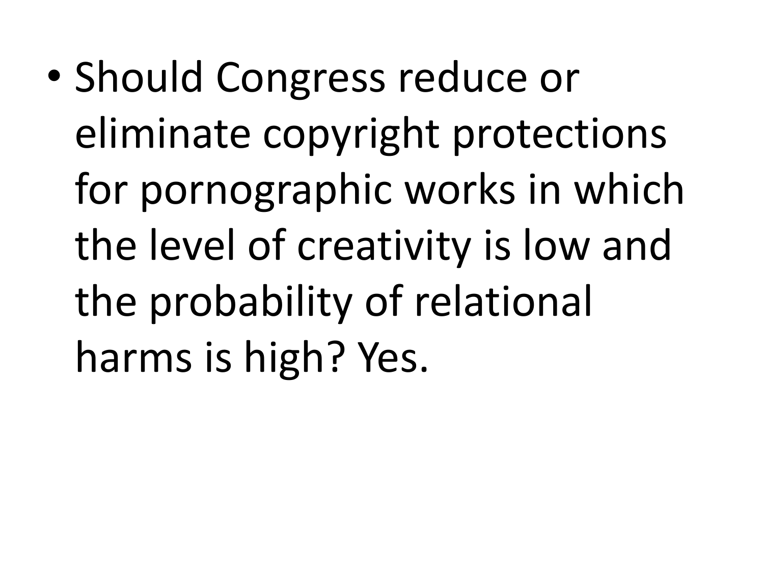- Should Congress reduce or eliminate copyright protections for pornographic works in which the level of creativity is low and the probability of relational harms is high? Yes.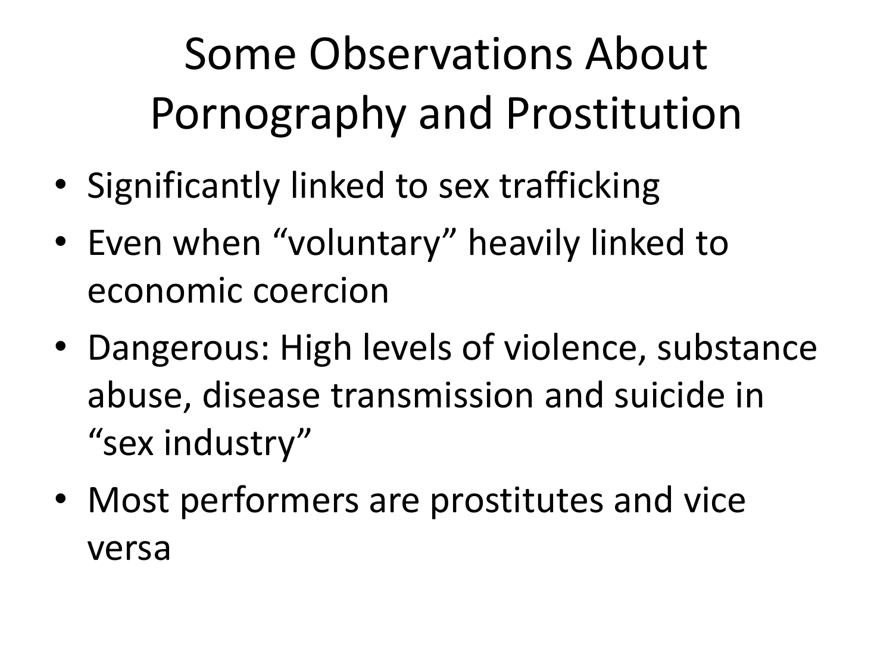# Some Observations About Pornography and Prostitution

- Significantly linked to sex trafficking
- Even when “voluntary” heavily linked to economic coercion
- Dangerous: High levels of violence, substance abuse, disease transmission and suicide in “sex industry”
- Most performers are prostitutes and vice versa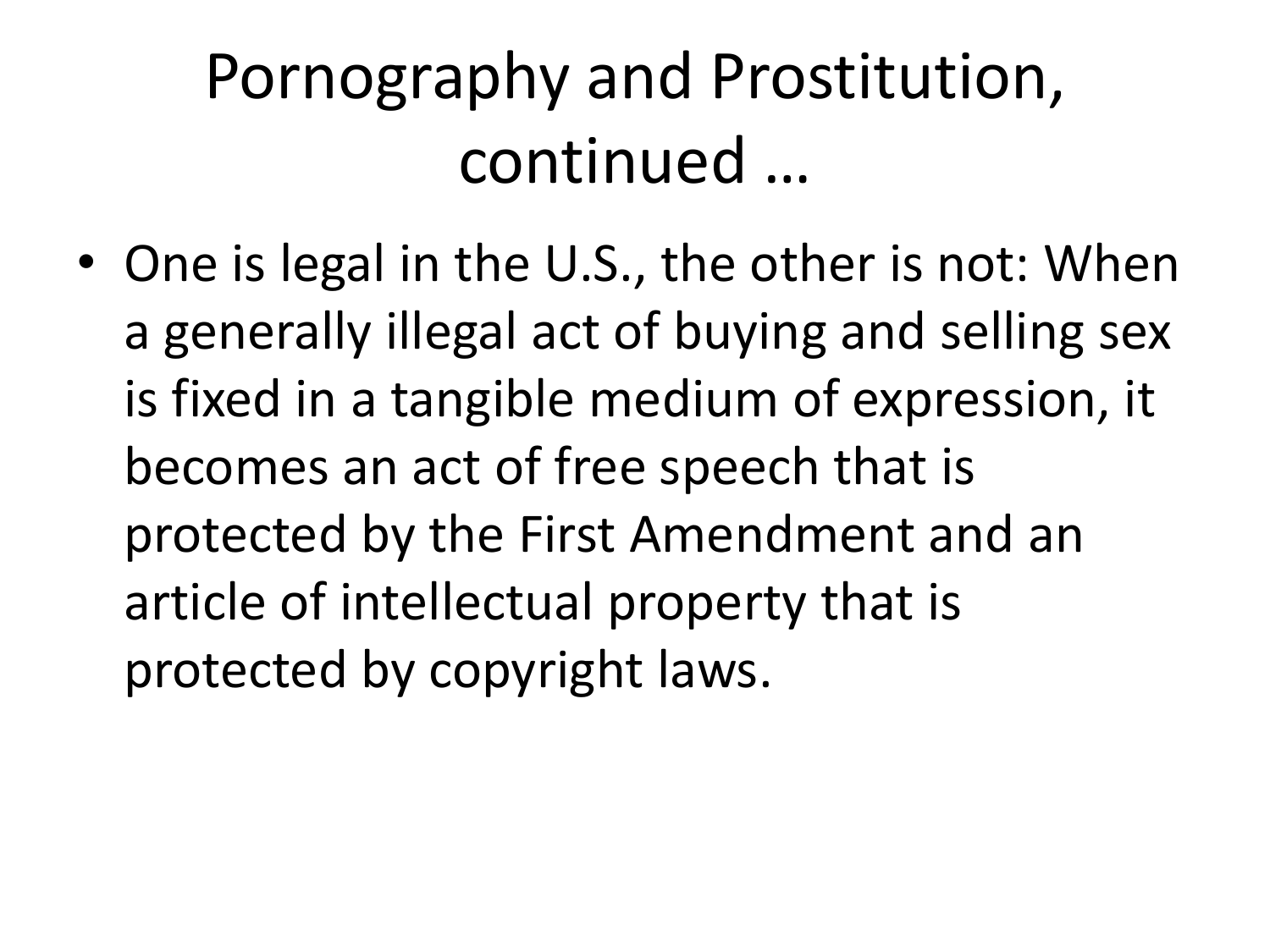# Pornography and Prostitution, continued …

- One is legal in the U.S., the other is not: When a generally illegal act of buying and selling sex is fixed in a tangible medium of expression, it becomes an act of free speech that is protected by the First Amendment and an article of intellectual property that is protected by copyright laws.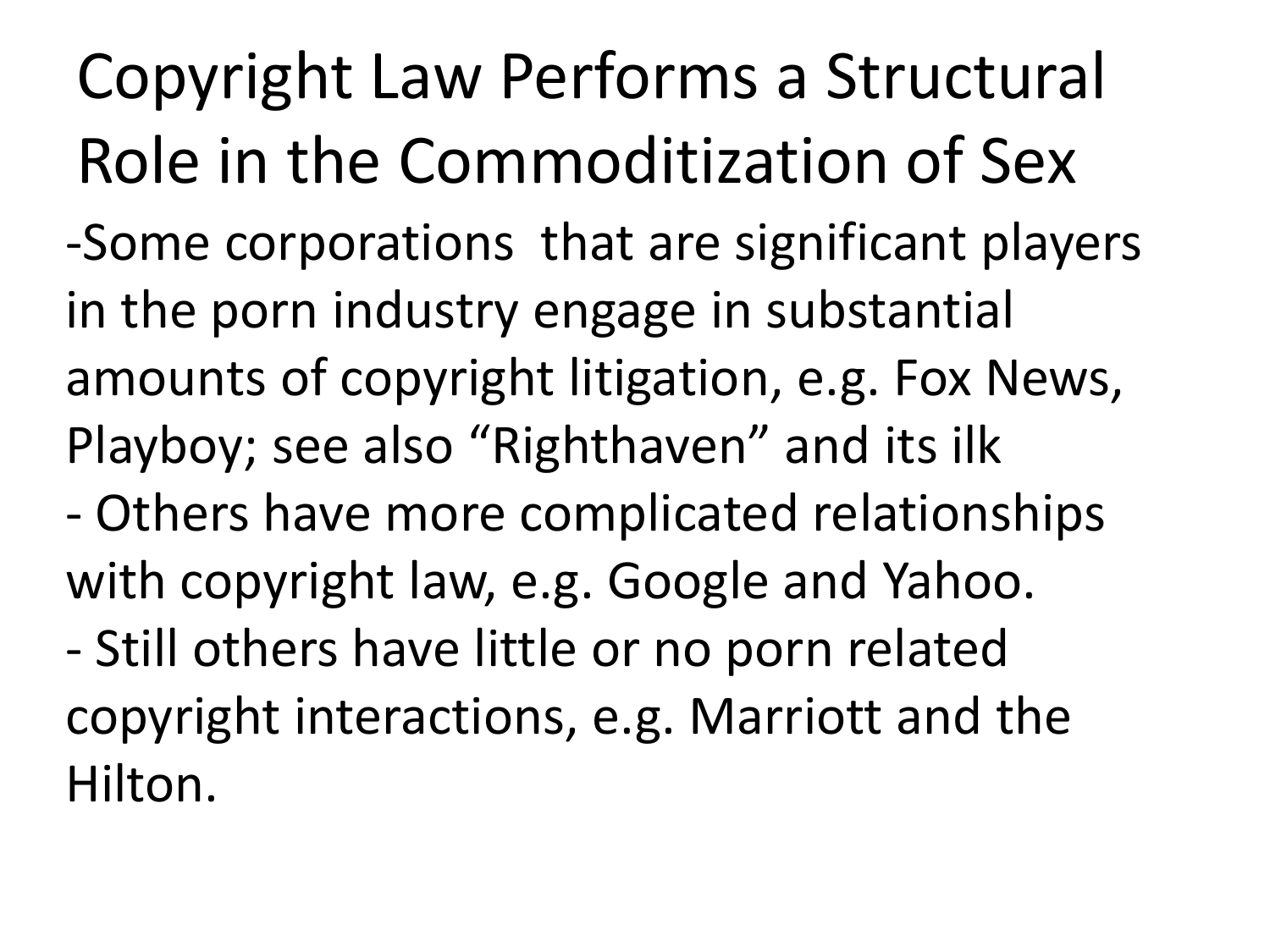# Copyright Law Performs a Structural Role in the Commoditization of Sex

-Some corporations  that are significant players in the porn industry engage in substantial amounts of copyright litigation, e.g. Fox News, Playboy; see also “Righthaven” and its ilk

- Others have more complicated relationships with copyright law, e.g. Google and Yahoo.

- Still others have little or no porn related copyright interactions, e.g. Marriott and the Hilton.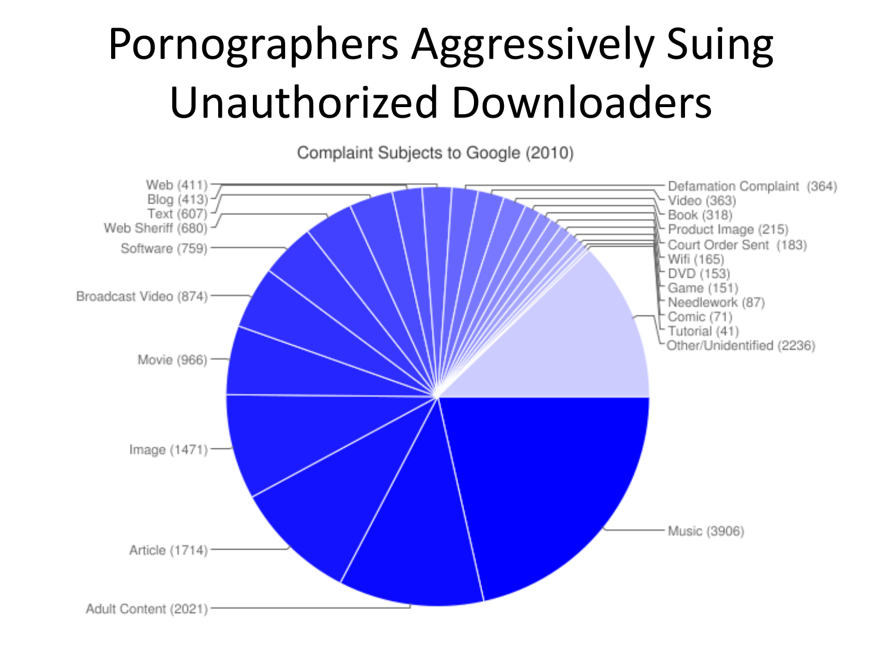# Pornographers Aggressively Suing Unauthorized Downloaders

Complaint Subjects to Google (2010)

| Subject | Count |
| --- | --- |
| Music | 3906 |
| Adult Content | 2021 |
| Article | 1714 |
| Image | 1471 |
| Movie | 966 |
| Broadcast Video | 874 |
| Software | 759 |
| Web Sheriff | 680 |
| Text | 607 |
| Blog | 413 |
| Web | 411 |
| Defamation Complaint | 364 |
| Video | 363 |
| Book | 318 |
| Product Image | 215 |
| Court Order Sent | 183 |
| Wifi | 165 |
| DVD | 153 |
| Game | 151 |
| Needlework | 87 |
| Comic | 71 |
| Tutorial | 41 |
| Other/Unidentified | 2236 |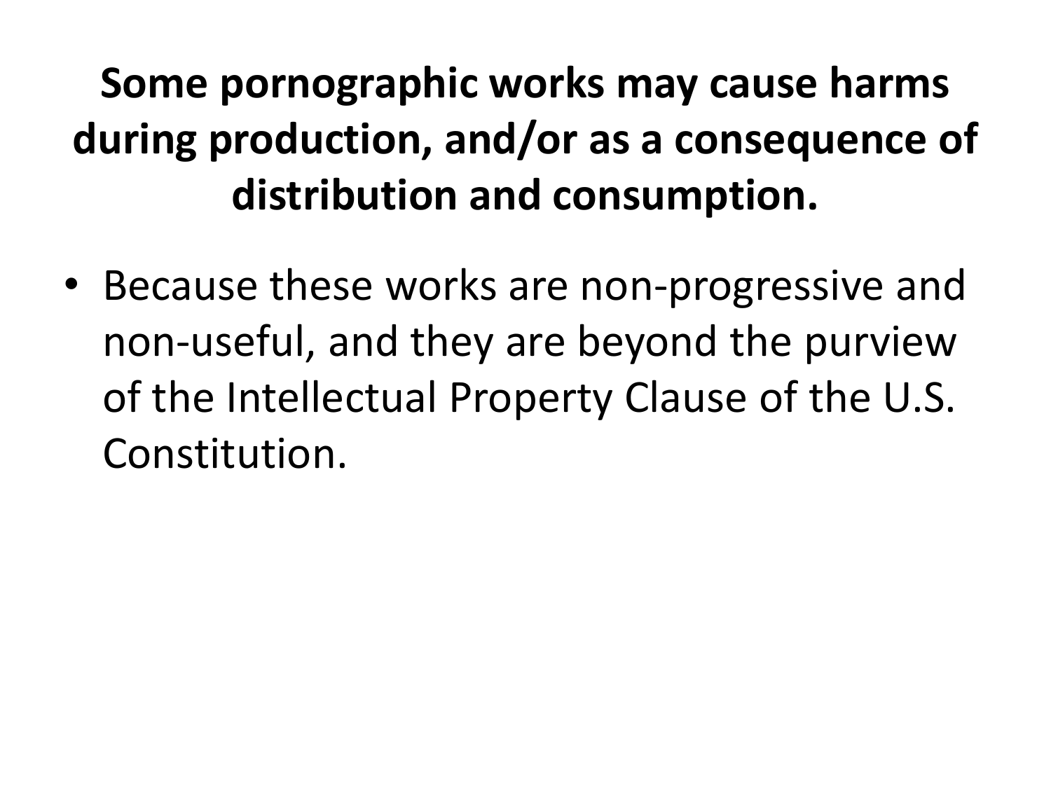# Some pornographic works may cause harms during production, and/or as a consequence of distribution and consumption.

- Because these works are non-progressive and non-useful, and they are beyond the purview of the Intellectual Property Clause of the U.S. Constitution.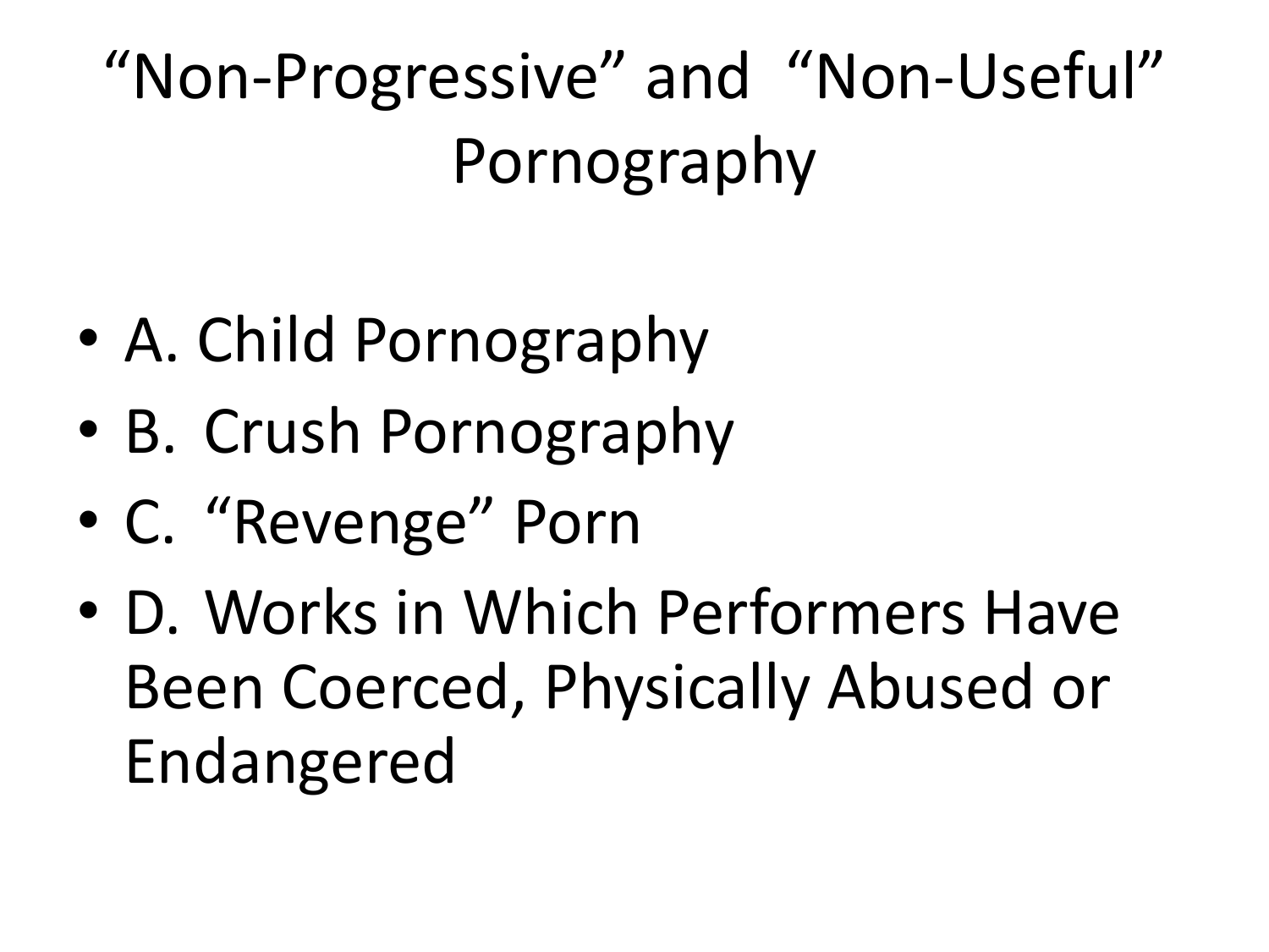# “Non-Progressive” and “Non-Useful” Pornography

- A. Child Pornography
- B. Crush Pornography
- C. “Revenge” Porn
- D. Works in Which Performers Have Been Coerced, Physically Abused or Endangered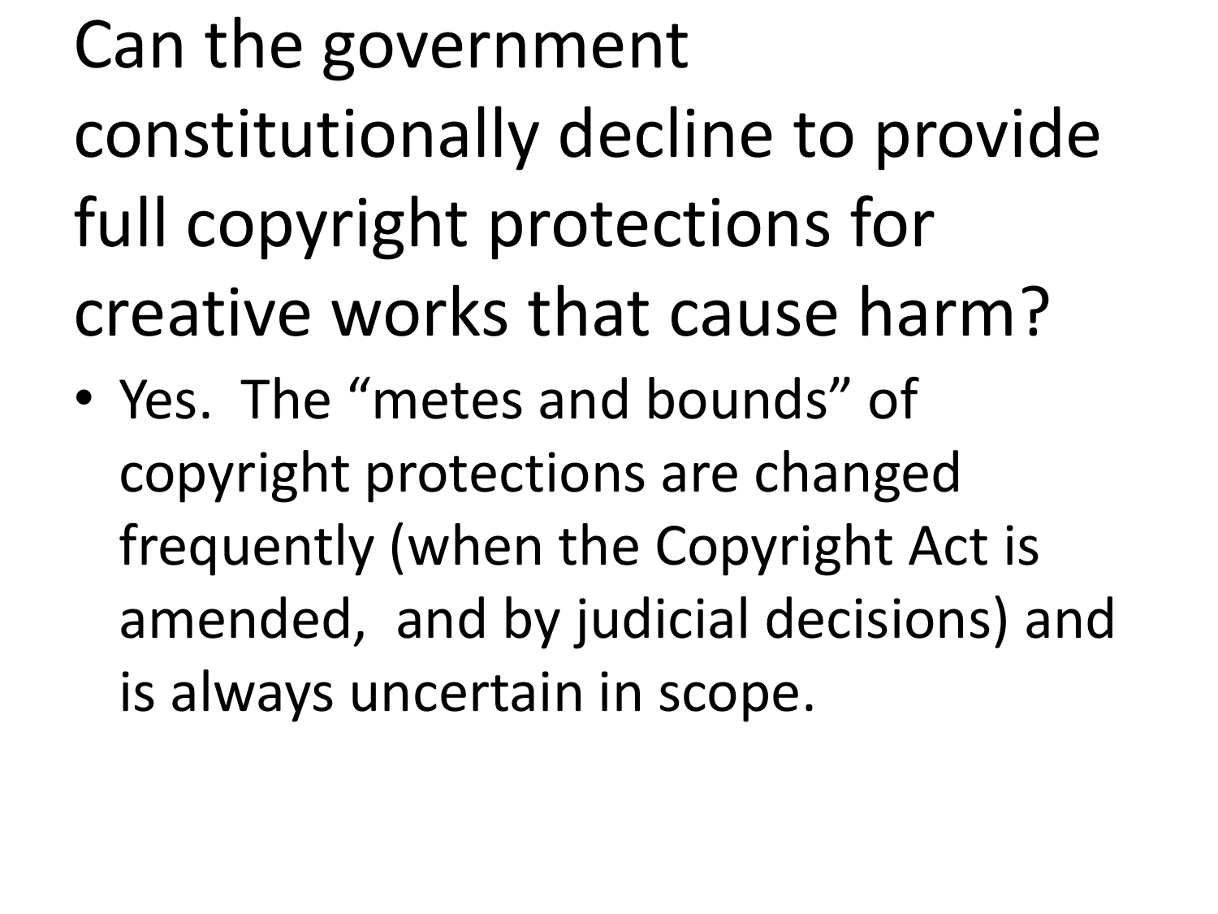# Can the government constitutionally decline to provide full copyright protections for creative works that cause harm?

- Yes. The “metes and bounds” of copyright protections are changed frequently (when the Copyright Act is amended, and by judicial decisions) and is always uncertain in scope.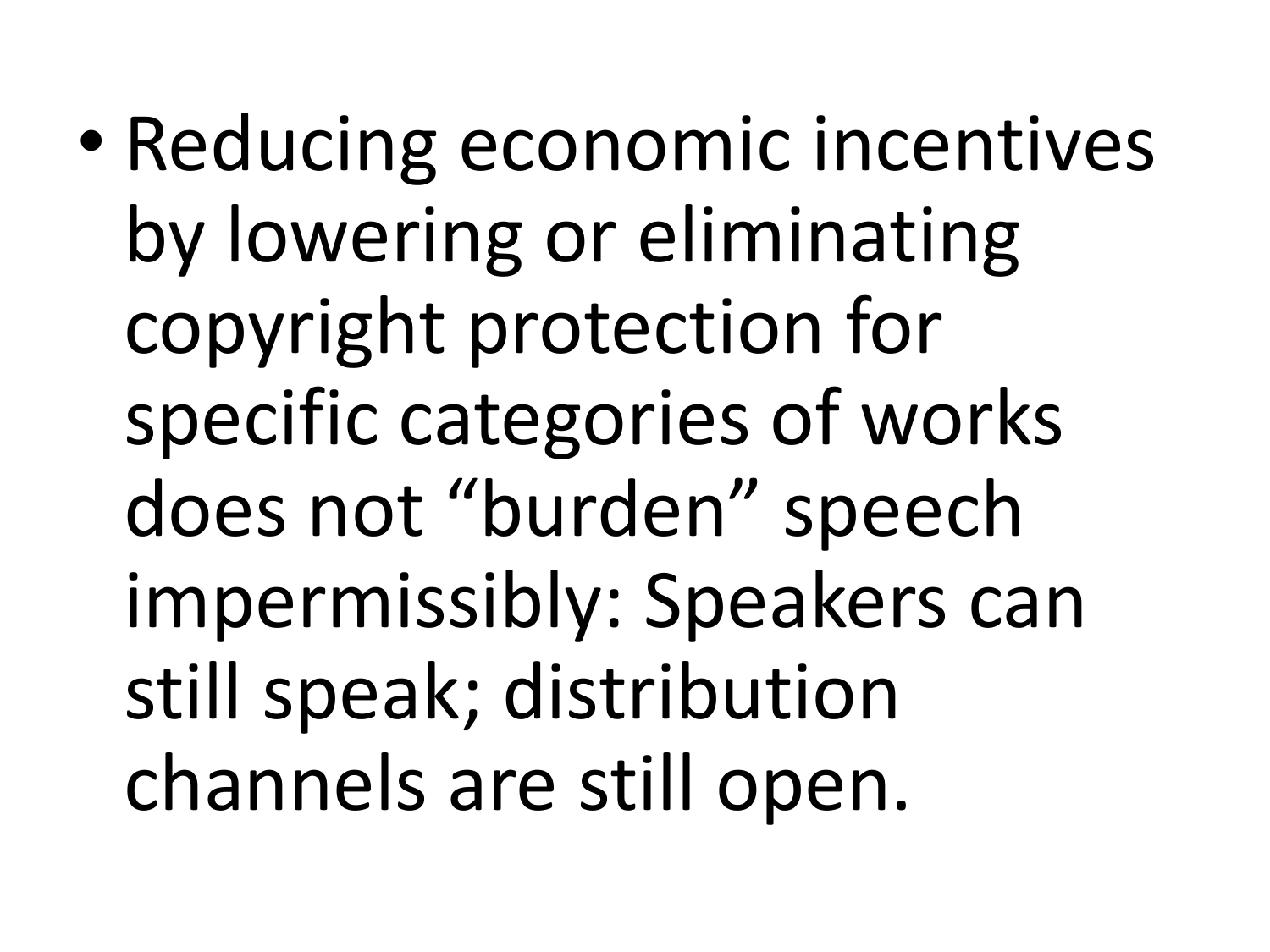- Reducing economic incentives by lowering or eliminating copyright protection for specific categories of works does not “burden” speech impermissibly: Speakers can still speak; distribution channels are still open.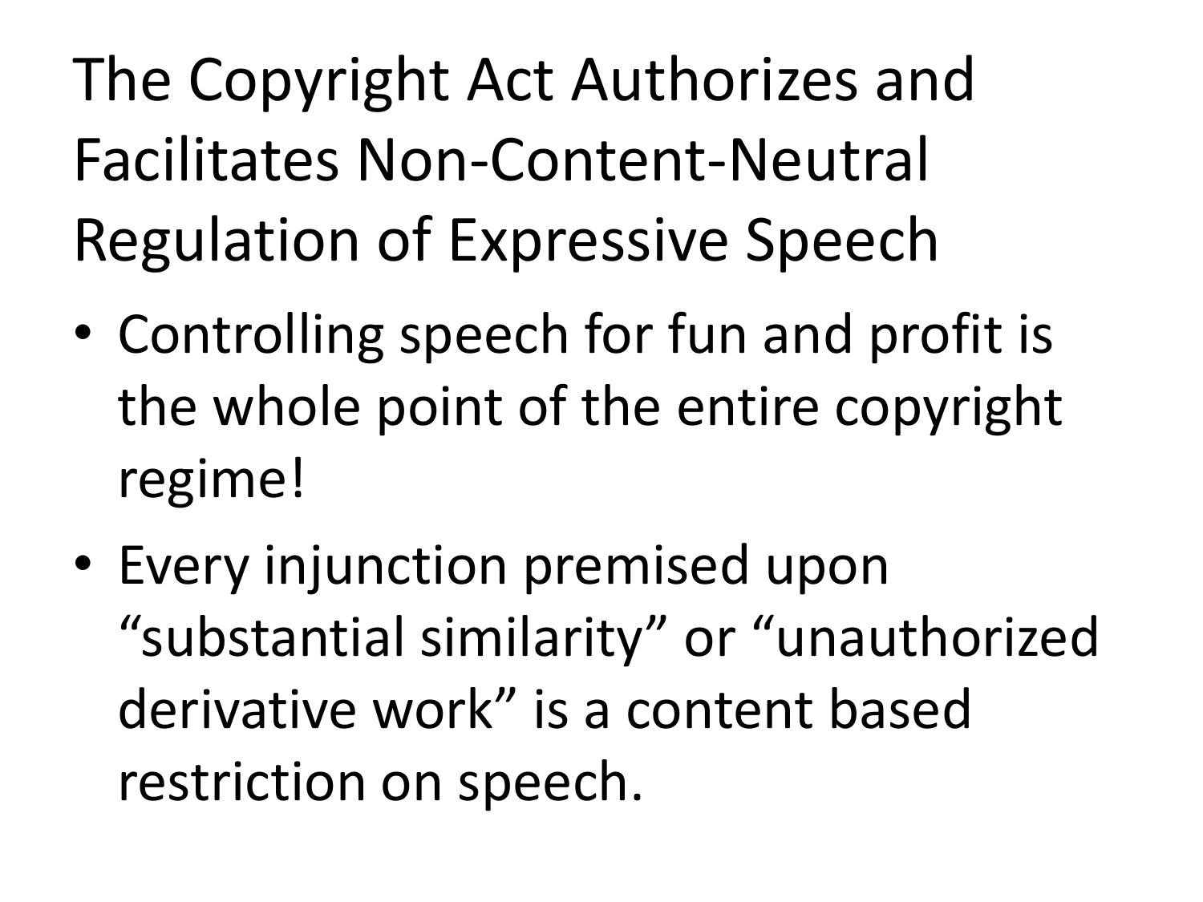# The Copyright Act Authorizes and Facilitates Non-Content-Neutral Regulation of Expressive Speech

- Controlling speech for fun and profit is the whole point of the entire copyright regime!
- Every injunction premised upon "substantial similarity" or "unauthorized derivative work" is a content based restriction on speech.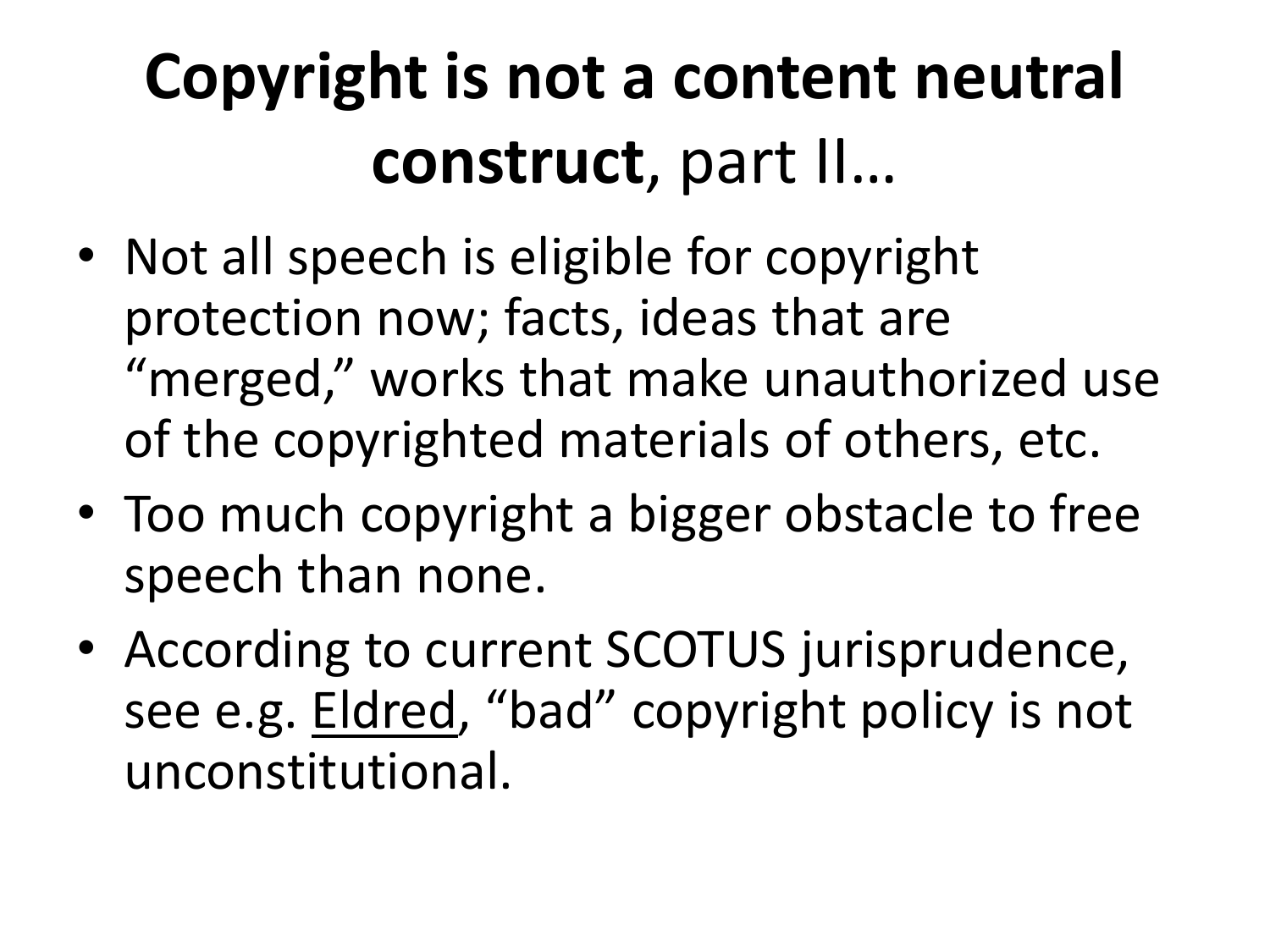# **Copyright is not a content neutral construct**, part II…

- Not all speech is eligible for copyright protection now; facts, ideas that are "merged," works that make unauthorized use of the copyrighted materials of others, etc.
- Too much copyright a bigger obstacle to free speech than none.
- According to current SCOTUS jurisprudence, see e.g. Eldred, "bad" copyright policy is not unconstitutional.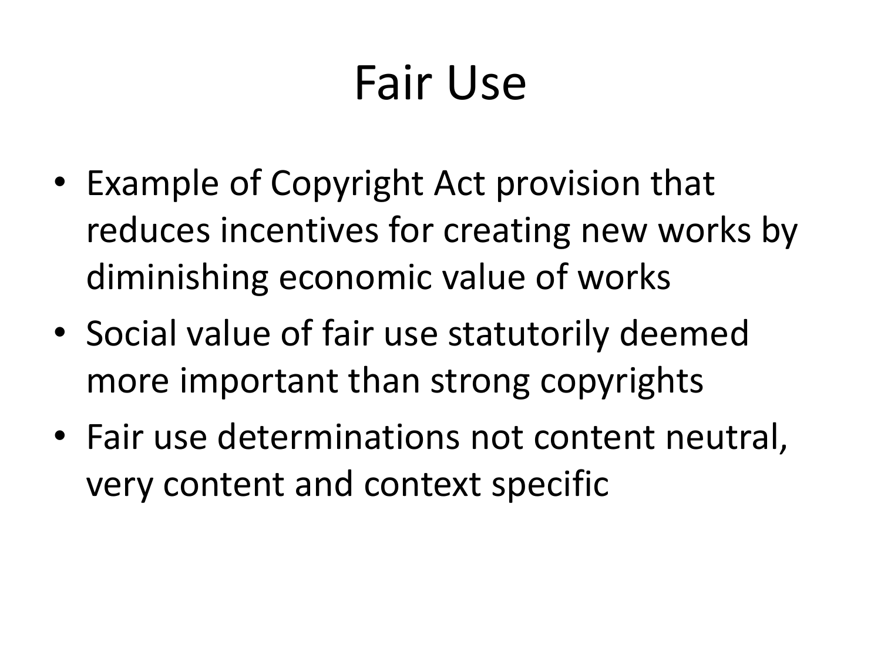# Fair Use

- Example of Copyright Act provision that reduces incentives for creating new works by diminishing economic value of works
- Social value of fair use statutorily deemed more important than strong copyrights
- Fair use determinations not content neutral, very content and context specific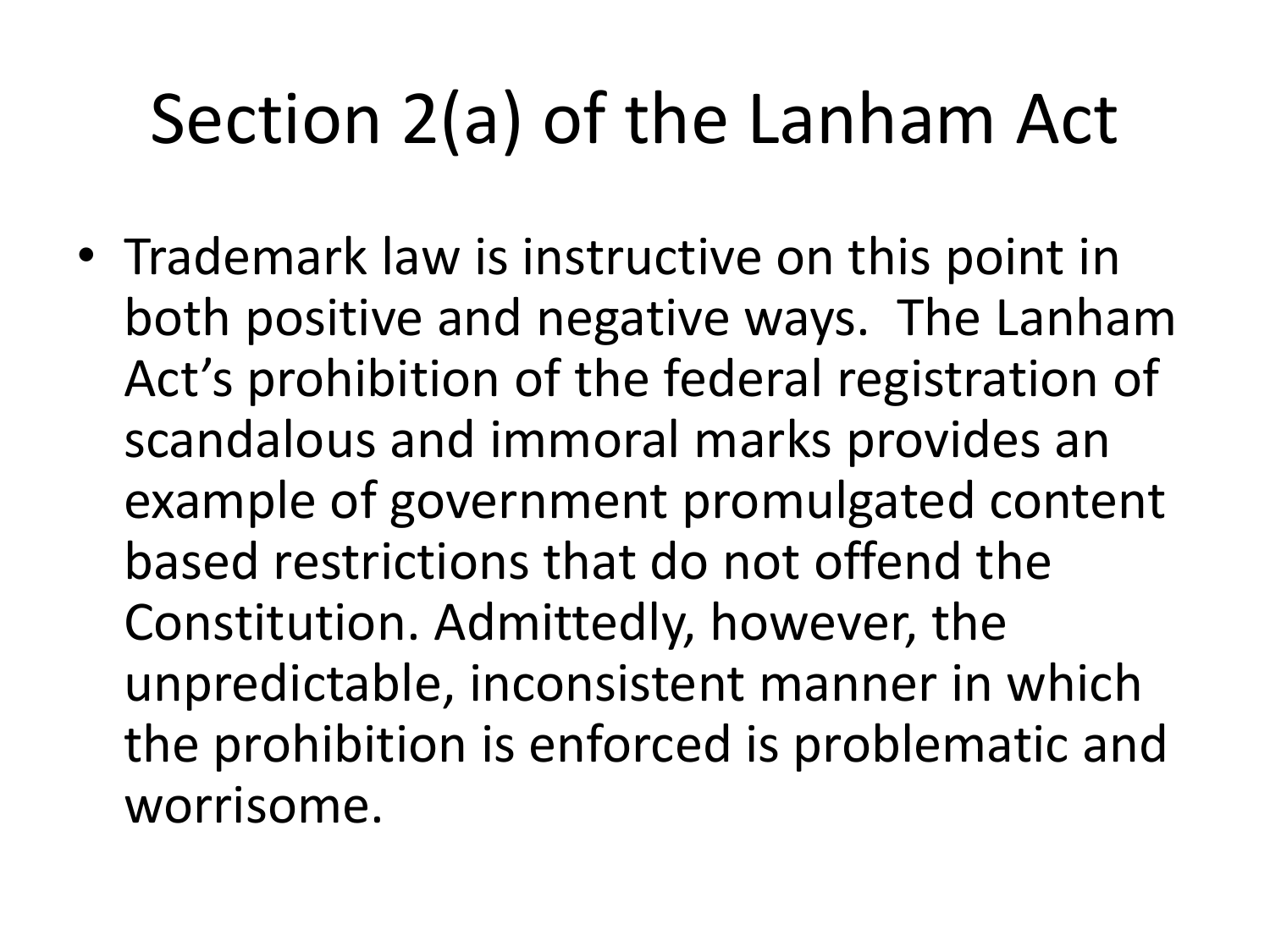# Section 2(a) of the Lanham Act

- Trademark law is instructive on this point in both positive and negative ways. The Lanham Act's prohibition of the federal registration of scandalous and immoral marks provides an example of government promulgated content based restrictions that do not offend the Constitution. Admittedly, however, the unpredictable, inconsistent manner in which the prohibition is enforced is problematic and worrisome.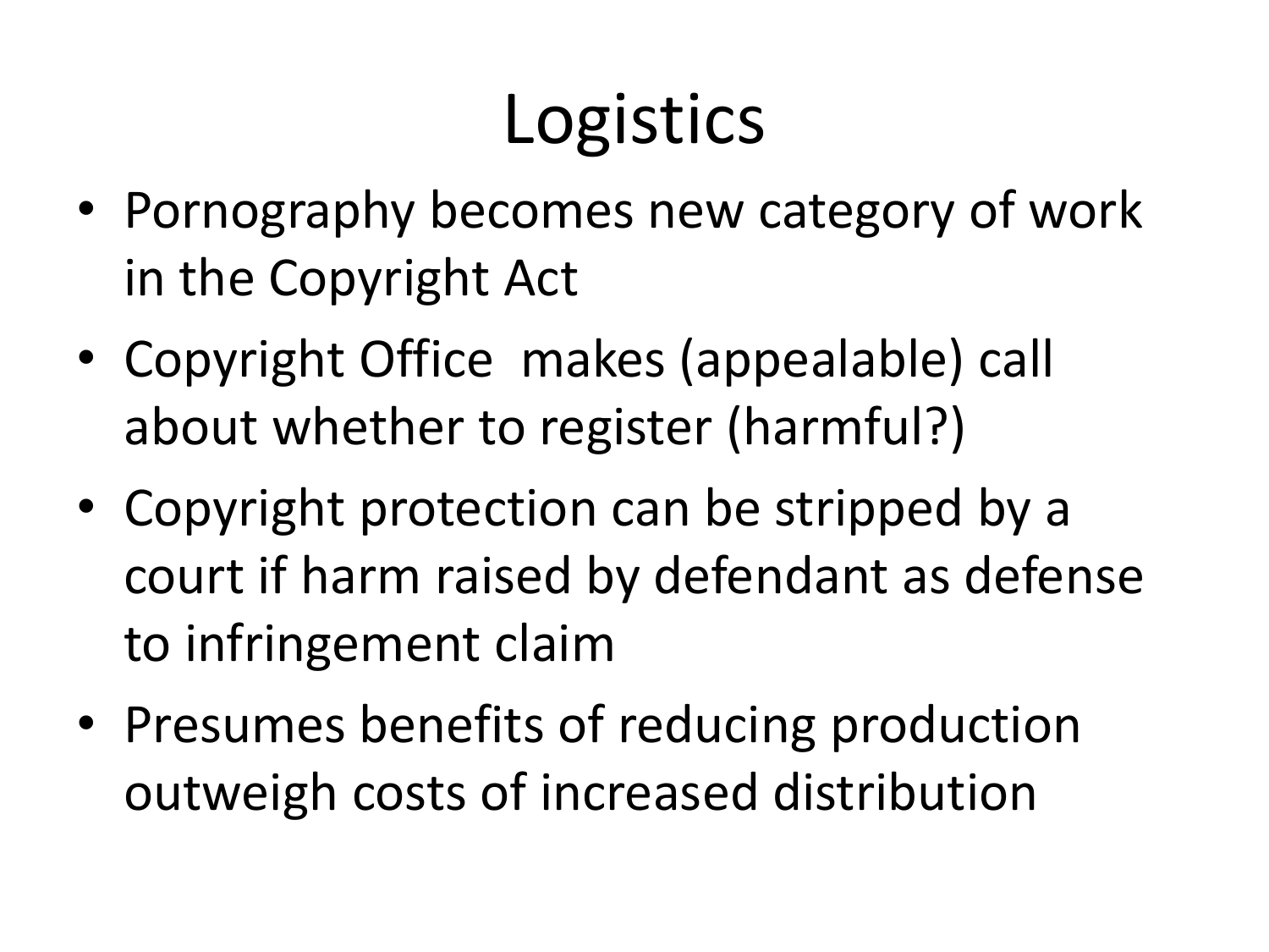# Logistics

- Pornography becomes new category of work in the Copyright Act
- Copyright Office makes (appealable) call about whether to register (harmful?)
- Copyright protection can be stripped by a court if harm raised by defendant as defense to infringement claim
- Presumes benefits of reducing production outweigh costs of increased distribution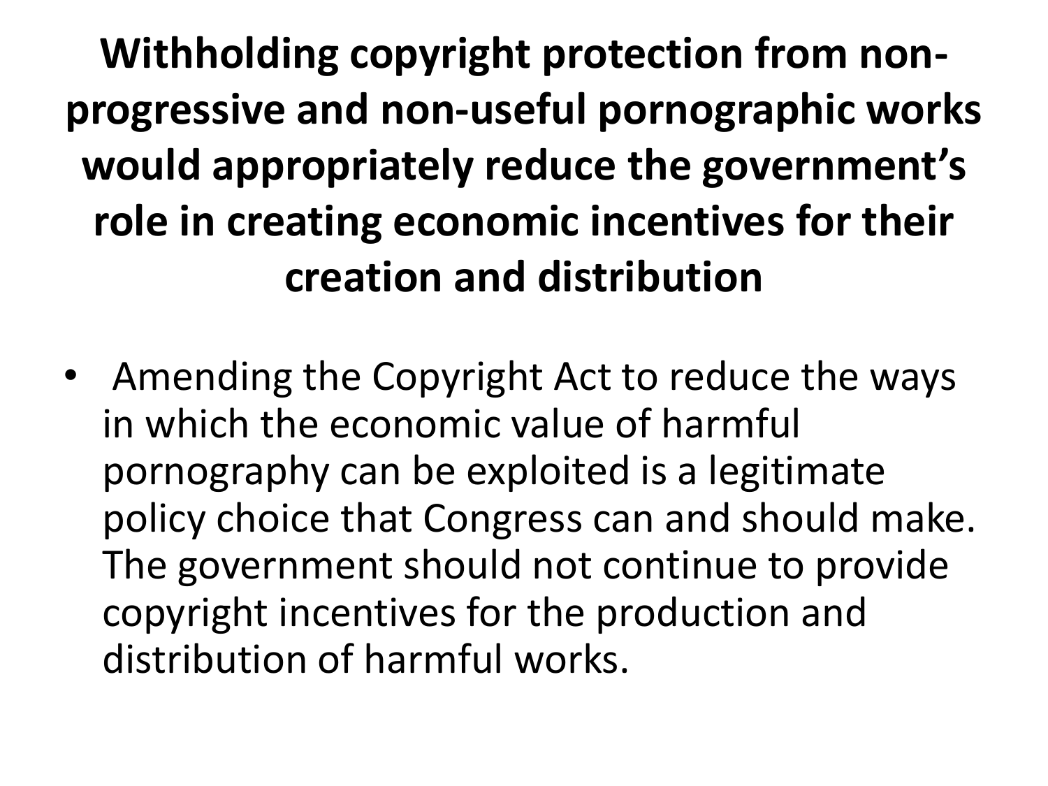# Withholding copyright protection from non-progressive and non-useful pornographic works would appropriately reduce the government's role in creating economic incentives for their creation and distribution

- Amending the Copyright Act to reduce the ways in which the economic value of harmful pornography can be exploited is a legitimate policy choice that Congress can and should make. The government should not continue to provide copyright incentives for the production and distribution of harmful works.